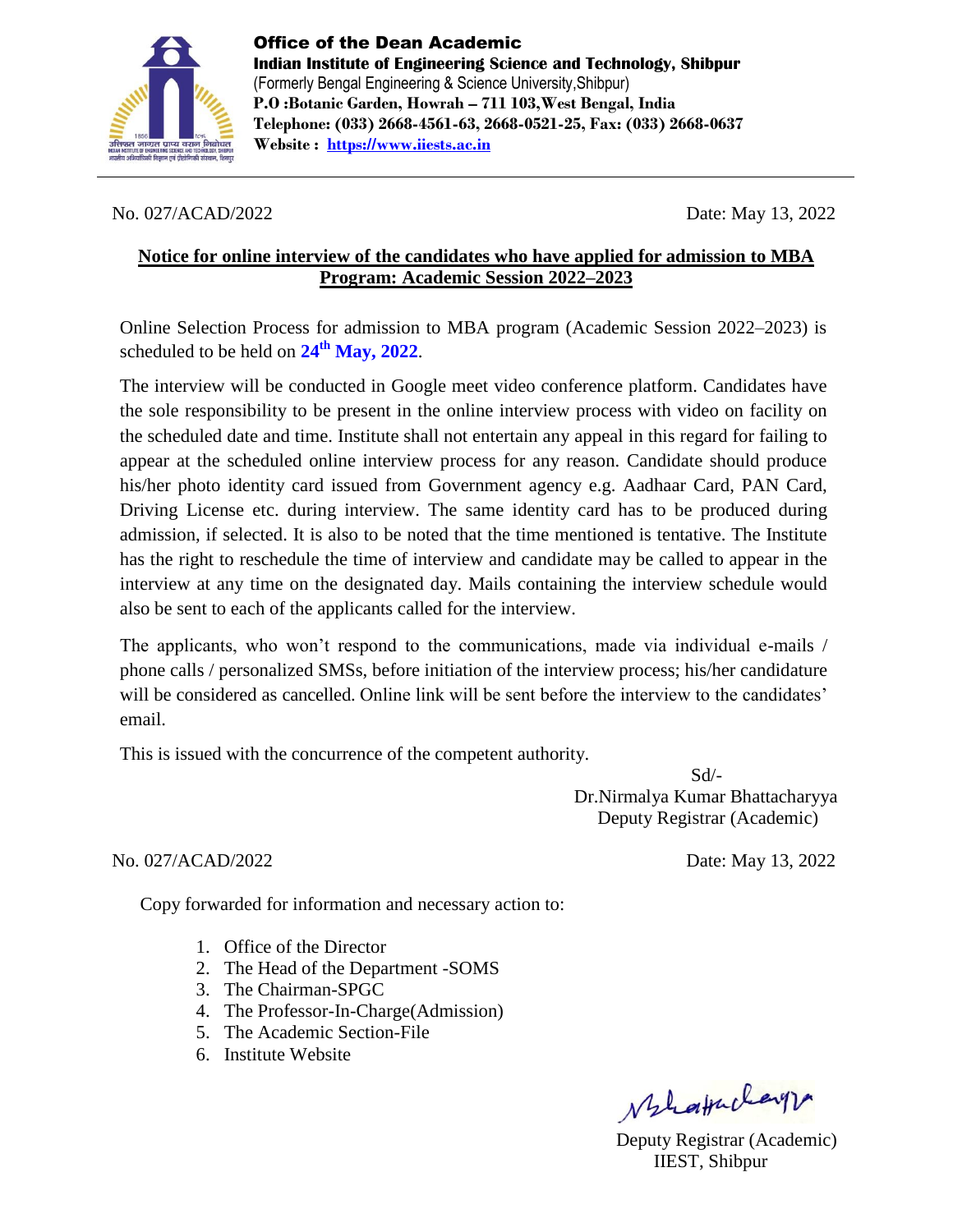**Office of the Dean Academic**
**Indian Institute of Engineering Science and Technology, Shibpur**
(Formerly Bengal Engineering & Science University,Shibpur)
**P.O :Botanic Garden, Howrah – 711 103,West Bengal, India**
**Telephone: (033) 2668-4561-63, 2668-0521-25, Fax: (033) 2668-0637**
**Website : https://www.iiests.ac.in**

---

No. 027/ACAD/2022 Date: May 13, 2022

**Notice for online interview of the candidates who have applied for admission to MBA Program: Academic Session 2022–2023**

Online Selection Process for admission to MBA program (Academic Session 2022–2023) is scheduled to be held on **24th May, 2022**.

The interview will be conducted in Google meet video conference platform. Candidates have the sole responsibility to be present in the online interview process with video on facility on the scheduled date and time. Institute shall not entertain any appeal in this regard for failing to appear at the scheduled online interview process for any reason. Candidate should produce his/her photo identity card issued from Government agency e.g. Aadhaar Card, PAN Card, Driving License etc. during interview. The same identity card has to be produced during admission, if selected. It is also to be noted that the time mentioned is tentative. The Institute has the right to reschedule the time of interview and candidate may be called to appear in the interview at any time on the designated day. Mails containing the interview schedule would also be sent to each of the applicants called for the interview.

The applicants, who won't respond to the communications, made via individual e-mails / phone calls / personalized SMSs, before initiation of the interview process; his/her candidature will be considered as cancelled. Online link will be sent before the interview to the candidates' email.

This is issued with the concurrence of the competent authority.

Sd/-
Dr.Nirmalya Kumar Bhattacharyya
Deputy Registrar (Academic)

No. 027/ACAD/2022 Date: May 13, 2022

Copy forwarded for information and necessary action to:

1. Office of the Director
2. The Head of the Department -SOMS
3. The Chairman-SPGC
4. The Professor-In-Charge(Admission)
5. The Academic Section-File
6. Institute Website

Deputy Registrar (Academic)
IIEST, Shibpur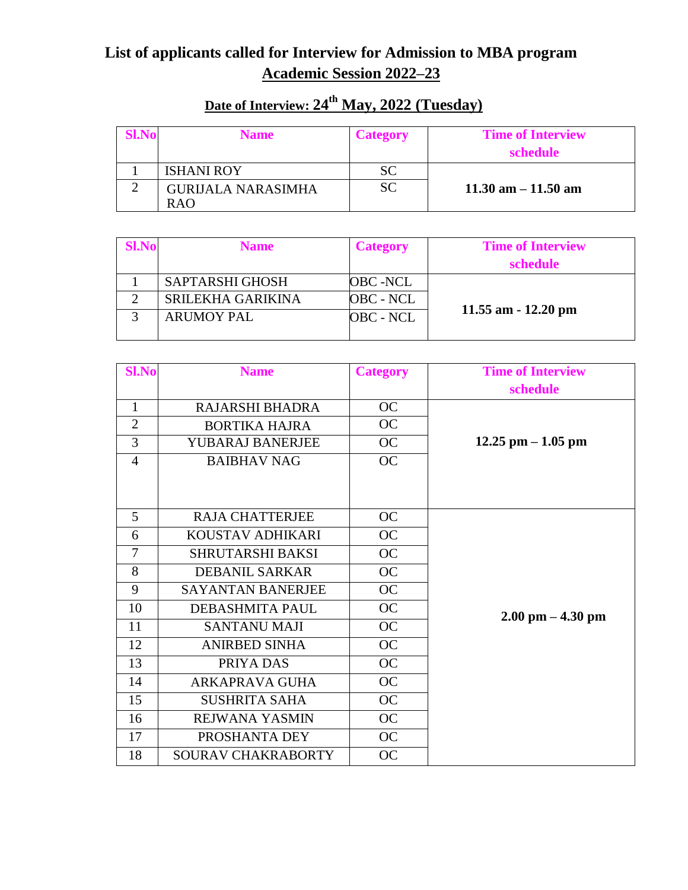# List of applicants called for Interview for Admission to MBA program

## Academic Session 2022–23

### Date of Interview: 24th May, 2022 (Tuesday)

| Sl.No | Name | Category | Time of Interview schedule |
| --- | --- | --- | --- |
| 1 | ISHANI ROY | SC | 11.30 am – 11.50 am |
| 2 | GURIJALA NARASIMHA RAO | SC | |

| Sl.No | Name | Category | Time of Interview schedule |
| --- | --- | --- | --- |
| 1 | SAPTARSHI GHOSH | OBC -NCL | 11.55 am - 12.20 pm |
| 2 | SRILEKHA GARIKINA | OBC - NCL | |
| 3 | ARUMOY PAL | OBC - NCL | |

| Sl.No | Name | Category | Time of Interview schedule |
| --- | --- | --- | --- |
| 1 | RAJARSHI BHADRA | OC | 12.25 pm – 1.05 pm |
| 2 | BORTIKA HAJRA | OC | |
| 3 | YUBARAJ BANERJEE | OC | |
| 4 | BAIBHAV NAG | OC | |
| 5 | RAJA CHATTERJEE | OC | 2.00 pm – 4.30 pm |
| 6 | KOUSTAV ADHIKARI | OC | |
| 7 | SHRUTARSHI BAKSI | OC | |
| 8 | DEBANIL SARKAR | OC | |
| 9 | SAYANTAN BANERJEE | OC | |
| 10 | DEBASHMITA PAUL | OC | |
| 11 | SANTANU MAJI | OC | |
| 12 | ANIRBED SINHA | OC | |
| 13 | PRIYA DAS | OC | |
| 14 | ARKAPRAVA GUHA | OC | |
| 15 | SUSHRITA SAHA | OC | |
| 16 | REJWANA YASMIN | OC | |
| 17 | PROSHANTA DEY | OC | |
| 18 | SOURAV CHAKRABORTY | OC | |